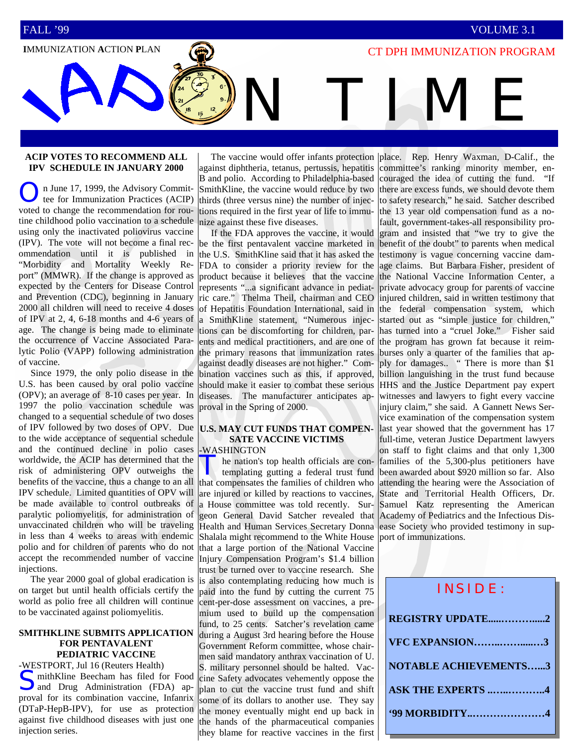FALL '99 VOLUME 3.1

**I**MMUNIZATION **A**CTION **P**LAN

CT DPH IMMUNIZATION PROGRAM

# IAP ON TIME

### ACIP VOTES TO RECOMMEND ALL IPV SCHEDULE IN JANUARY 2000

On June 17, 1999, the Advisory Committee for Immunization Practices (ACIP) voted to change the recommendation for routine childhood polio vaccination to a schedule using only the inactivated poliovirus vaccine (IPV). The vote will not become a final recommendation until it is published in "Morbidity and Mortality Weekly Report" (MMWR). If the change is approved as expected by the Centers for Disease Control and Prevention (CDC), beginning in January 2000 all children will need to receive 4 doses of IPV at 2, 4, 6-18 months and 4-6 years of age. The change is being made to eliminate the occurrence of Vaccine Associated Paralytic Polio (VAPP) following administration of vaccine.

Since 1979, the only polio disease in the U.S. has been caused by oral polio vaccine (OPV); an average of 8-10 cases per year. In 1997 the polio vaccination schedule was changed to a sequential schedule of two doses of IPV followed by two doses of OPV. Due to the wide acceptance of sequential schedule and the continued decline in polio cases worldwide, the ACIP has determined that the risk of administering OPV outweighs the benefits of the vaccine, thus a change to an all IPV schedule. Limited quantities of OPV will be made available to control outbreaks of paralytic poliomyelitis, for administration of unvaccinated children who will be traveling in less than 4 weeks to areas with endemic polio and for children of parents who do not accept the recommended number of vaccine injections.

The year 2000 goal of global eradication is on target but until health officials certify the world as polio free all children will continue to be vaccinated against poliomyelitis.

### SMITHKLINE SUBMITS APPLICATION FOR PENTAVALENT PEDIATRIC VACCINE

-WESTPORT, Jul 16 (Reuters Health)

SmithKline Beecham has filed for Food and Drug Administration (FDA) approval for its combination vaccine, Infanrix (DTaP-HepB-IPV), for use as protection against five childhood diseases with just one injection series.

The vaccine would offer infants protection against diphtheria, tetanus, pertussis, hepatitis B and polio. According to Philadelphia-based SmithKline, the vaccine would reduce by two thirds (three versus nine) the number of injections required in the first year of life to immunize against these five diseases.

If the FDA approves the vaccine, it would be the first pentavalent vaccine marketed in the U.S. SmithKline said that it has asked the FDA to consider a priority review for the product because it believes that the vaccine represents "...a significant advance in pediatric care." Thelma Theil, chairman and CEO of Hepatitis Foundation International, said in a SmithKline statement, "Numerous injections can be discomforting for children, parents and medical practitioners, and are one of the primary reasons that immunization rates against deadly diseases are not higher." Combination vaccines such as this, if approved, should make it easier to combat these serious diseases. The manufacturer anticipates approval in the Spring of 2000.

### U.S. MAY CUT FUNDS THAT COMPENSATE VACCINE VICTIMS

-WASHINGTON

The nation's top health officials are contemplating gutting a federal trust fund that compensates the families of children who are injured or killed by reactions to vaccines, a House committee was told recently. Surgeon General David Satcher revealed that Health and Human Services Secretary Donna Shalala might recommend to the White House that a large portion of the National Vaccine Injury Compensation Program's $1.4 billion trust be turned over to vaccine research. She is also contemplating reducing how much is paid into the fund by cutting the current 75 cent-per-dose assessment on vaccines, a premium used to build up the compensation fund, to 25 cents. Satcher's revelation came during a August 3rd hearing before the House Government Reform committee, whose chairmen said mandatory anthrax vaccination of U. S. military personnel should be halted. Vaccine Safety advocates vehemently oppose the plan to cut the vaccine trust fund and shift some of its dollars to another use. They say the money eventually might end up back in the hands of the pharmaceutical companies they blame for reactive vaccines in the first place. Rep. Henry Waxman, D-Calif., the committee's ranking minority member, encouraged the idea of cutting the fund. "If there are excess funds, we should devote them to safety research," he said. Satcher described the 13 year old compensation fund as a no-fault, government-takes-all responsibility program and insisted that "we try to give the benefit of the doubt" to parents when medical testimony is vague concerning vaccine damage claims. But Barbara Fisher, president of the National Vaccine Information Center, a private advocacy group for parents of vaccine injured children, said in written testimony that the federal compensation system, which started out as "simple justice for children," has turned into a "cruel Joke." Fisher said the program has grown fat because it reimburses only a quarter of the families that apply for damages.. " There is more than $1 billion languishing in the trust fund because HHS and the Justice Department pay expert witnesses and lawyers to fight every vaccine injury claim," she said. A Gannett News Service examination of the compensation system last year showed that the government has 17 full-time, veteran Justice Department lawyers on staff to fight claims and that only 1,300 families of the 5,300-plus petitioners have been awarded about $920 million so far. Also attending the hearing were the Association of State and Territorial Health Officers, Dr. Samuel Katz representing the American Academy of Pediatrics and the Infectious Disease Society who provided testimony in support of immunizations.

**INSIDE:**

**REGISTRY UPDATE......………......2**

**VFC EXPANSION……..……......…3**

**NOTABLE ACHIEVEMENTS…...3**

**ASK THE EXPERTS ...…..……….4**

**'99 MORBIDITY..…………………4**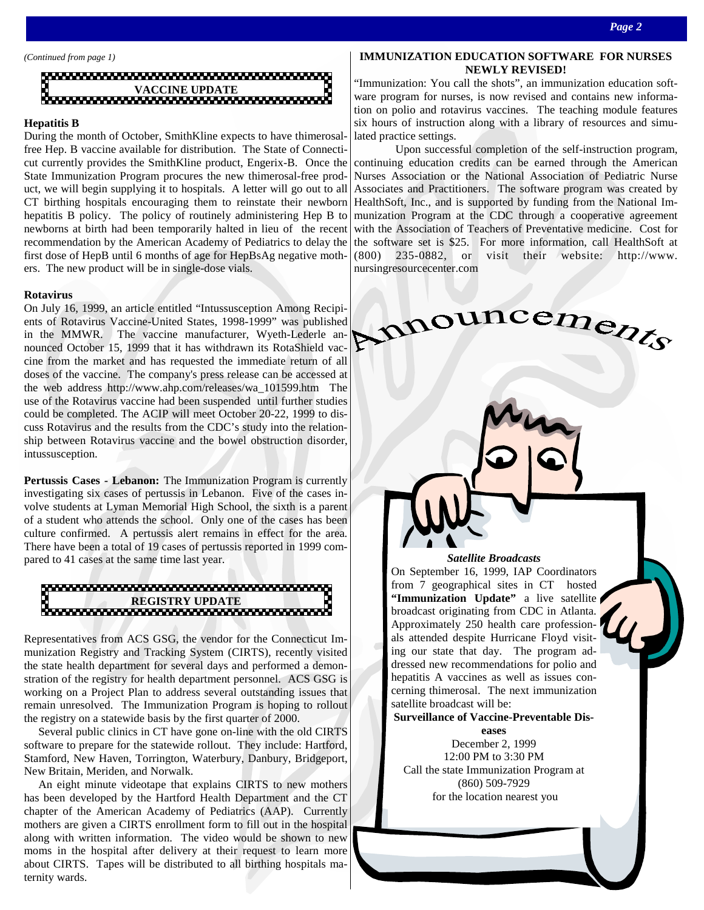*(Continued from page 1)*

## VACCINE UPDATE

**Hepatitis B**

During the month of October, SmithKline expects to have thimerosal-free Hep. B vaccine available for distribution. The State of Connecticut currently provides the SmithKline product, Engerix-B. Once the State Immunization Program procures the new thimerosal-free product, we will begin supplying it to hospitals. A letter will go out to all CT birthing hospitals encouraging them to reinstate their newborn hepatitis B policy. The policy of routinely administering Hep B to newborns at birth had been temporarily halted in lieu of the recent recommendation by the American Academy of Pediatrics to delay the first dose of HepB until 6 months of age for HepBsAg negative mothers. The new product will be in single-dose vials.

**Rotavirus**

On July 16, 1999, an article entitled "Intussusception Among Recipients of Rotavirus Vaccine-United States, 1998-1999" was published in the MMWR. The vaccine manufacturer, Wyeth-Lederle announced October 15, 1999 that it has withdrawn its RotaShield vaccine from the market and has requested the immediate return of all doses of the vaccine. The company's press release can be accessed at the web address http://www.ahp.com/releases/wa_101599.htm The use of the Rotavirus vaccine had been suspended until further studies could be completed. The ACIP will meet October 20-22, 1999 to discuss Rotavirus and the results from the CDC's study into the relationship between Rotavirus vaccine and the bowel obstruction disorder, intussusception.

**Pertussis Cases - Lebanon:** The Immunization Program is currently investigating six cases of pertussis in Lebanon. Five of the cases involve students at Lyman Memorial High School, the sixth is a parent of a student who attends the school. Only one of the cases has been culture confirmed. A pertussis alert remains in effect for the area. There have been a total of 19 cases of pertussis reported in 1999 compared to 41 cases at the same time last year.

## REGISTRY UPDATE

Representatives from ACS GSG, the vendor for the Connecticut Immunization Registry and Tracking System (CIRTS), recently visited the state health department for several days and performed a demonstration of the registry for health department personnel. ACS GSG is working on a Project Plan to address several outstanding issues that remain unresolved. The Immunization Program is hoping to rollout the registry on a statewide basis by the first quarter of 2000.

Several public clinics in CT have gone on-line with the old CIRTS software to prepare for the statewide rollout. They include: Hartford, Stamford, New Haven, Torrington, Waterbury, Danbury, Bridgeport, New Britain, Meriden, and Norwalk.

An eight minute videotape that explains CIRTS to new mothers has been developed by the Hartford Health Department and the CT chapter of the American Academy of Pediatrics (AAP). Currently mothers are given a CIRTS enrollment form to fill out in the hospital along with written information. The video would be shown to new moms in the hospital after delivery at their request to learn more about CIRTS. Tapes will be distributed to all birthing hospitals maternity wards.

## IMMUNIZATION EDUCATION SOFTWARE FOR NURSES NEWLY REVISED!

"Immunization: You call the shots", an immunization education software program for nurses, is now revised and contains new information on polio and rotavirus vaccines. The teaching module features six hours of instruction along with a library of resources and simulated practice settings.

Upon successful completion of the self-instruction program, continuing education credits can be earned through the American Nurses Association or the National Association of Pediatric Nurse Associates and Practitioners. The software program was created by HealthSoft, Inc., and is supported by funding from the National Immunization Program at the CDC through a cooperative agreement with the Association of Teachers of Preventative medicine. Cost for the software set is $25. For more information, call HealthSoft at (800) 235-0882, or visit their website: http://www.nursingresourcecenter.com

## Announcements

***Satellite Broadcasts***

On September 16, 1999, IAP Coordinators from 7 geographical sites in CT hosted **"Immunization Update"** a live satellite broadcast originating from CDC in Atlanta. Approximately 250 health care professionals attended despite Hurricane Floyd visiting our state that day. The program addressed new recommendations for polio and hepatitis A vaccines as well as issues concerning thimerosal. The next immunization satellite broadcast will be:

**Surveillance of Vaccine-Preventable Diseases**

December 2, 1999
12:00 PM to 3:30 PM
Call the state Immunization Program at
(860) 509-7929
for the location nearest you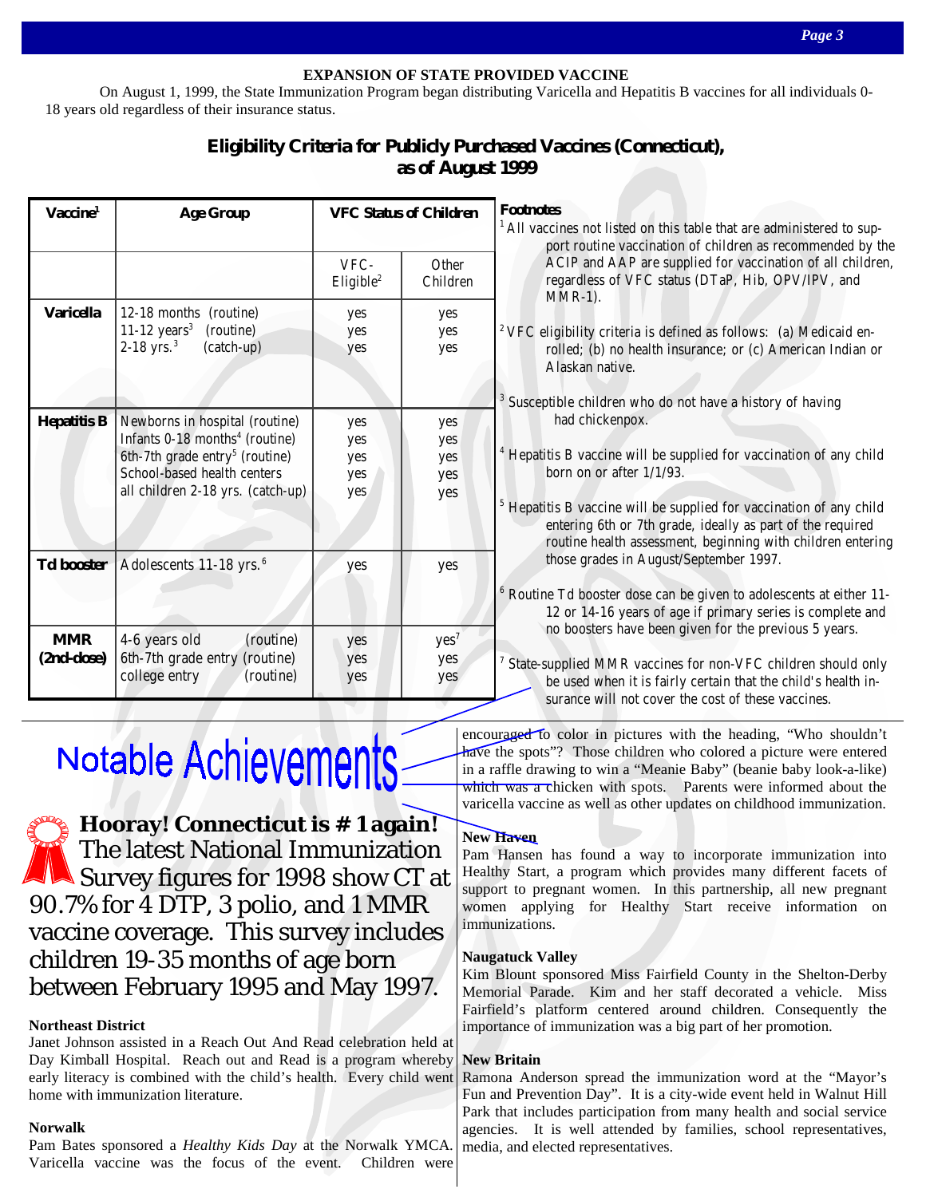## EXPANSION OF STATE PROVIDED VACCINE

On August 1, 1999, the State Immunization Program began distributing Varicella and Hepatitis B vaccines for all individuals 0-18 years old regardless of their insurance status.

### Eligibility Criteria for Publicly Purchased Vaccines (Connecticut), as of August 1999

| Vaccine[1] | Age Group | VFC Status of Children | |
|---|---|---|---|
| | | VFC-Eligible[2] | Other Children |
| **Varicella** | 12-18 months (routine)<br>11-12 years[3] (routine)<br>2-18 yrs.[3] (catch-up) | yes<br>yes<br>yes | yes<br>yes<br>yes |
| **Hepatitis B** | Newborns in hospital (routine)<br>Infants 0-18 months[4] (routine)<br>6th-7th grade entry[5] (routine)<br>School-based health centers<br>all children 2-18 yrs. (catch-up) | yes<br>yes<br>yes<br>yes<br>yes | yes<br>yes<br>yes<br>yes<br>yes |
| **Td booster** | Adolescents 11-18 yrs.[6] | yes | yes |
| **MMR (2nd-dose)** | 4-6 years old (routine)<br>6th-7th grade entry (routine)<br>college entry (routine) | yes<br>yes<br>yes | yes[7]<br>yes<br>yes |

**Footnotes**

[1] All vaccines not listed on this table that are administered to support routine vaccination of children as recommended by the ACIP and AAP are supplied for vaccination of all children, regardless of VFC status (DTaP, Hib, OPV/IPV, and MMR-1).

[2] VFC eligibility criteria is defined as follows: (a) Medicaid enrolled; (b) no health insurance; or (c) American Indian or Alaskan native.

[3] Susceptible children who do not have a history of having had chickenpox.

[4] Hepatitis B vaccine will be supplied for vaccination of any child born on or after 1/1/93.

[5] Hepatitis B vaccine will be supplied for vaccination of any child entering 6th or 7th grade, ideally as part of the required routine health assessment, beginning with children entering those grades in August/September 1997.

[6] Routine Td booster dose can be given to adolescents at either 11-12 or 14-16 years of age if primary series is complete and no boosters have been given for the previous 5 years.

[7] State-supplied MMR vaccines for non-VFC children should only be used when it is fairly certain that the child's health insurance will not cover the cost of these vaccines.

# Notable Achievements

**Hooray! Connecticut is # 1 again!** The latest National Immunization Survey figures for 1998 show CT at 90.7% for 4 DTP, 3 polio, and 1 MMR vaccine coverage. This survey includes children 19-35 months of age born between February 1995 and May 1997.

**Northeast District**

Janet Johnson assisted in a Reach Out And Read celebration held at Day Kimball Hospital. Reach out and Read is a program whereby early literacy is combined with the child's health. Every child went home with immunization literature.

**Norwalk**

Pam Bates sponsored a *Healthy Kids Day* at the Norwalk YMCA. Varicella vaccine was the focus of the event. Children were encouraged to color in pictures with the heading, "Who shouldn't have the spots"? Those children who colored a picture were entered in a raffle drawing to win a "Meanie Baby" (beanie baby look-a-like) which was a chicken with spots. Parents were informed about the varicella vaccine as well as other updates on childhood immunization.

**New Haven**

Pam Hansen has found a way to incorporate immunization into Healthy Start, a program which provides many different facets of support to pregnant women. In this partnership, all new pregnant women applying for Healthy Start receive information on immunizations.

**Naugatuck Valley**

Kim Blount sponsored Miss Fairfield County in the Shelton-Derby Memorial Parade. Kim and her staff decorated a vehicle. Miss Fairfield's platform centered around children. Consequently the importance of immunization was a big part of her promotion.

**New Britain**

Ramona Anderson spread the immunization word at the "Mayor's Fun and Prevention Day". It is a city-wide event held in Walnut Hill Park that includes participation from many health and social service agencies. It is well attended by families, school representatives, media, and elected representatives.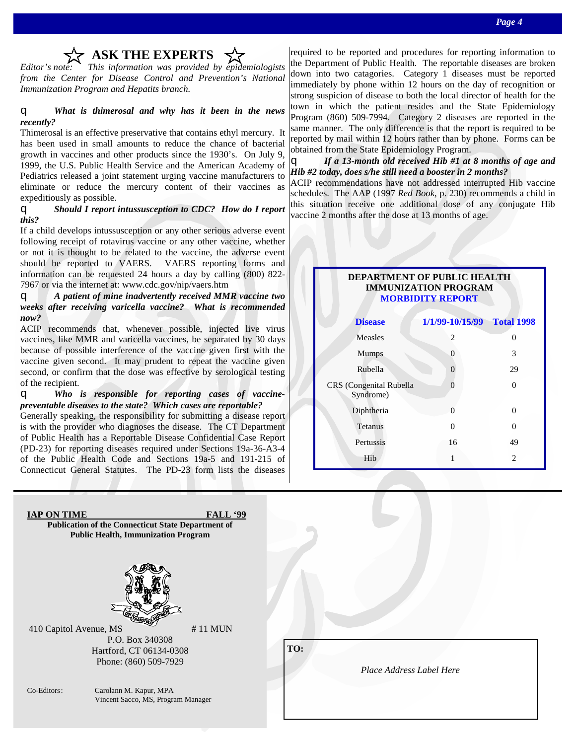# ☆ ASK THE EXPERTS ☆

*Editor's note: This information was provided by epidemiologists from the Center for Disease Control and Prevention's National Immunization Program and Hepatits branch.*

q ***What is thimerosal and why has it been in the news recently?***

Thimerosal is an effective preservative that contains ethyl mercury. It has been used in small amounts to reduce the chance of bacterial growth in vaccines and other products since the 1930's. On July 9, 1999, the U.S. Public Health Service and the American Academy of Pediatrics released a joint statement urging vaccine manufacturers to eliminate or reduce the mercury content of their vaccines as expeditiously as possible.

q ***Should I report intussusception to CDC? How do I report this?***

If a child develops intussusception or any other serious adverse event following receipt of rotavirus vaccine or any other vaccine, whether or not it is thought to be related to the vaccine, the adverse event should be reported to VAERS. VAERS reporting forms and information can be requested 24 hours a day by calling (800) 822-7967 or via the internet at: www.cdc.gov/nip/vaers.htm

q ***A patient of mine inadvertently received MMR vaccine two weeks after receiving varicella vaccine? What is recommended now?***

ACIP recommends that, whenever possible, injected live virus vaccines, like MMR and varicella vaccines, be separated by 30 days because of possible interference of the vaccine given first with the vaccine given second. It may prudent to repeat the vaccine given second, or confirm that the dose was effective by serological testing of the recipient.

q ***Who is responsible for reporting cases of vaccine-preventable diseases to the state? Which cases are reportable?***

Generally speaking, the responsibility for submitting a disease report is with the provider who diagnoses the disease. The CT Department of Public Health has a Reportable Disease Confidential Case Report (PD-23) for reporting diseases required under Sections 19a-36-A3-4 of the Public Health Code and Sections 19a-5 and 191-215 of Connecticut General Statutes. The PD-23 form lists the diseases required to be reported and procedures for reporting information to the Department of Public Health. The reportable diseases are broken down into two catagories. Category 1 diseases must be reported immediately by phone within 12 hours on the day of recognition or strong suspicion of disease to both the local director of health for the town in which the patient resides and the State Epidemiology Program (860) 509-7994. Category 2 diseases are reported in the same manner. The only difference is that the report is required to be reported by mail within 12 hours rather than by phone. Forms can be obtained from the State Epidemiology Program.

q ***If a 13-month old received Hib #1 at 8 months of age and Hib #2 today, does s/he still need a booster in 2 months?***

ACIP recommendations have not addressed interrupted Hib vaccine schedules. The AAP (1997 *Red Book*, p. 230) recommends a child in this situation receive one additional dose of any conjugate Hib vaccine 2 months after the dose at 13 months of age.

**DEPARTMENT OF PUBLIC HEALTH**
**IMMUNIZATION PROGRAM**
**MORBIDITY REPORT**

| Disease | 1/1/99-10/15/99 | Total 1998 |
|---|---|---|
| Measles | 2 | 0 |
| Mumps | 0 | 3 |
| Rubella | 0 | 29 |
| CRS (Congenital Rubella Syndrome) | 0 | 0 |
| Diphtheria | 0 | 0 |
| Tetanus | 0 | 0 |
| Pertussis | 16 | 49 |
| Hib | 1 | 2 |

**IAP ON TIME** **FALL '99**

**Publication of the Connecticut State Department of Public Health, Immunization Program**

410 Capitol Avenue, MS # 11 MUN
P.O. Box 340308
Hartford, CT 06134-0308
Phone: (860) 509-7929

Co-Editors: Carolann M. Kapur, MPA
Vincent Sacco, MS, Program Manager

**TO:**

*Place Address Label Here*